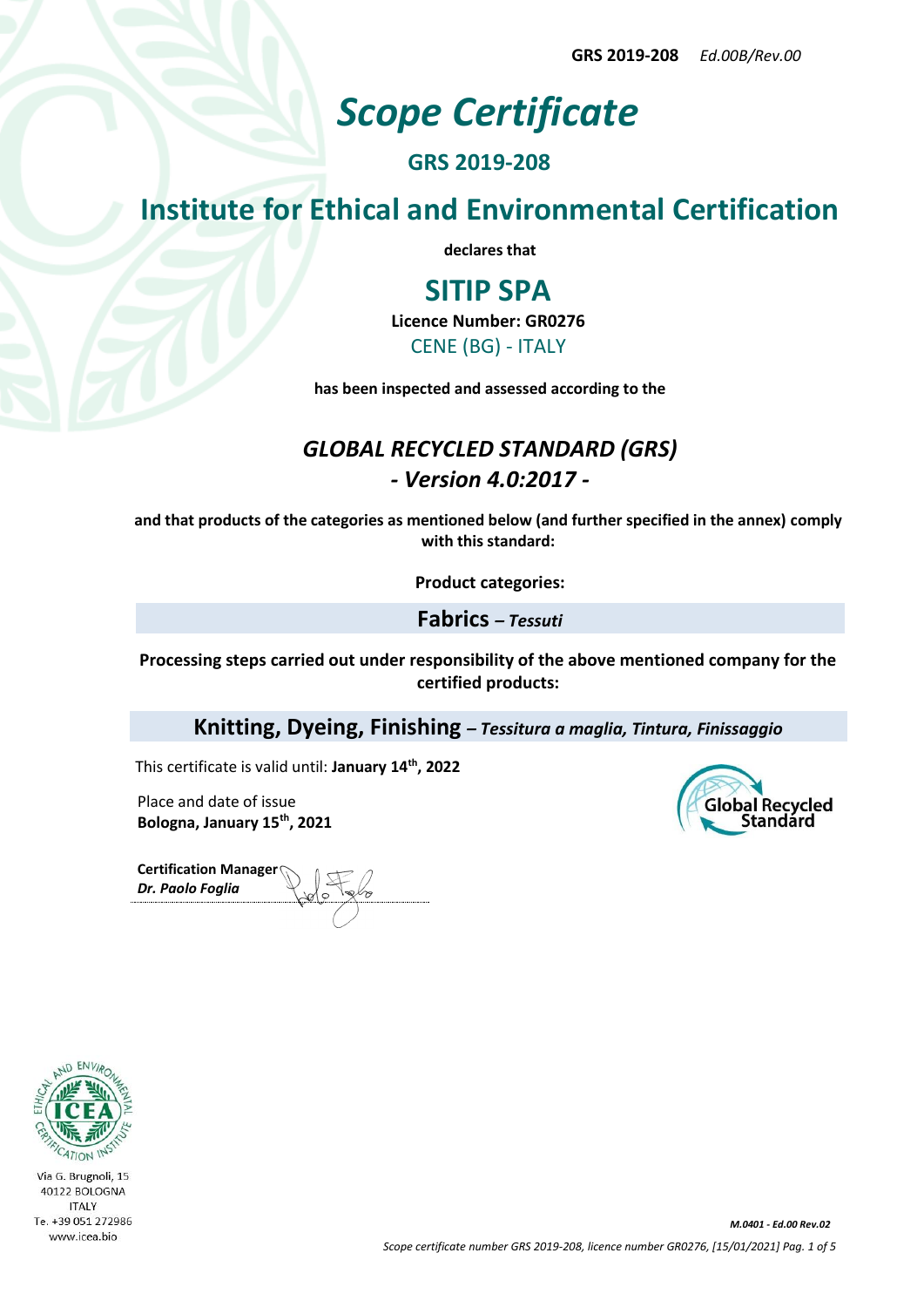# *Scope Certificate*

## GRS 2019-208

## Institute for Ethical and Environmental Certification

**declares that**

## SITIP SPA

**Licence Number: GR0276**

CENE (BG) - ITALY

**has been inspected and assessed according to the**

### *GLOBAL RECYCLED STANDARD (GRS)*
### *- Version 4.0:2017 -*

**and that products of the categories as mentioned below (and further specified in the annex) comply with this standard:**

**Product categories:**

**Fabrics** – ***Tessuti***

**Processing steps carried out under responsibility of the above mentioned company for the certified products:**

**Knitting, Dyeing, Finishing** – ***Tessitura a maglia, Tintura, Finissaggio***

This certificate is valid until: **January 14th, 2022**

Place and date of issue
**Bologna, January 15th, 2021**

**Certification Manager**
***Dr. Paolo Foglia***

Global Recycled Standard

ICEA – Ethical and Environmental Certification Institute
Via G. Brugnoli, 15
40122 BOLOGNA
ITALY
Te. +39 051 272986
www.icea.bio

*M.0401 - Ed.00 Rev.02*

*Scope certificate number GRS 2019-208, licence number GR0276, [15/01/2021]*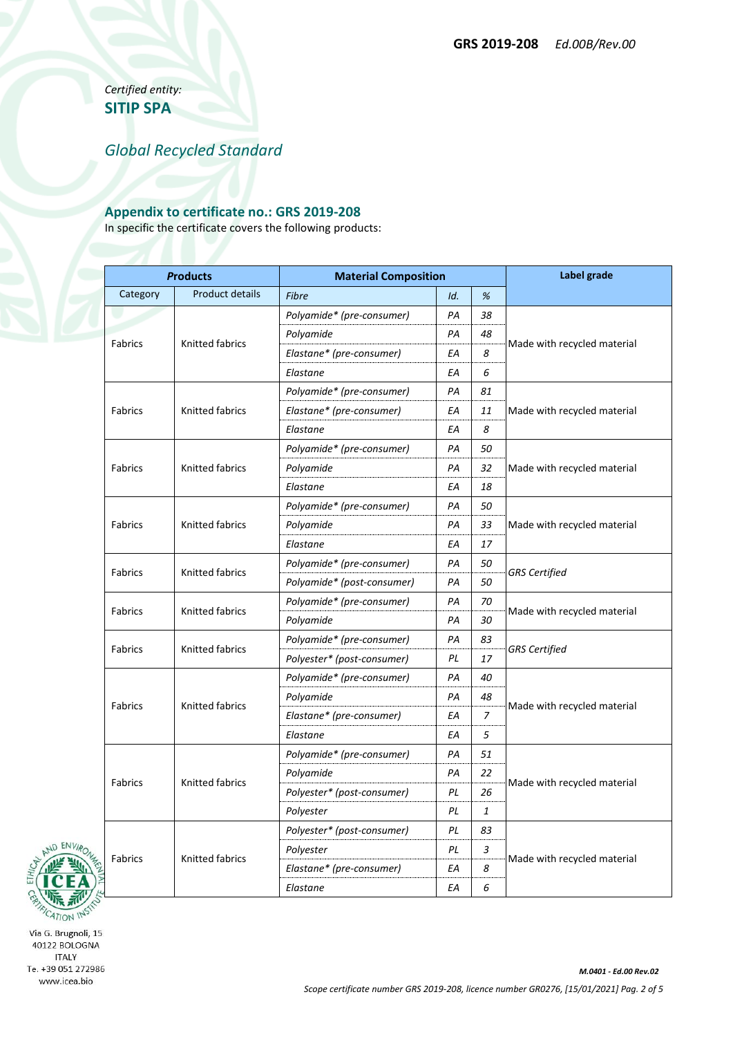GRS 2019-208 *Ed.00B/Rev.00*

*Certified entity:*
**SITIP SPA**

## *Global Recycled Standard*

### Appendix to certificate no.: GRS 2019-208

In specific the certificate covers the following products:

| Products | | Material Composition | | | Label grade |
|---|---|---|---|---|---|
| Category | Product details | *Fibre* | *Id.* | *%* | |
| Fabrics | Knitted fabrics | *Polyamide* (pre-consumer)* | *PA* | *38* | Made with recycled material |
| | | *Polyamide* | *PA* | *48* | |
| | | *Elastane* (pre-consumer)* | *EA* | *8* | |
| | | *Elastane* | *EA* | *6* | |
| Fabrics | Knitted fabrics | *Polyamide* (pre-consumer)* | *PA* | *81* | Made with recycled material |
| | | *Elastane* (pre-consumer)* | *EA* | *11* | |
| | | *Elastane* | *EA* | *8* | |
| Fabrics | Knitted fabrics | *Polyamide* (pre-consumer)* | *PA* | *50* | Made with recycled material |
| | | *Polyamide* | *PA* | *32* | |
| | | *Elastane* | *EA* | *18* | |
| Fabrics | Knitted fabrics | *Polyamide* (pre-consumer)* | *PA* | *50* | Made with recycled material |
| | | *Polyamide* | *PA* | *33* | |
| | | *Elastane* | *EA* | *17* | |
| Fabrics | Knitted fabrics | *Polyamide* (pre-consumer)* | *PA* | *50* | *GRS Certified* |
| | | *Polyamide* (post-consumer)* | *PA* | *50* | |
| Fabrics | Knitted fabrics | *Polyamide* (pre-consumer)* | *PA* | *70* | Made with recycled material |
| | | *Polyamide* | *PA* | *30* | |
| Fabrics | Knitted fabrics | *Polyamide* (pre-consumer)* | *PA* | *83* | *GRS Certified* |
| | | *Polyester* (post-consumer)* | *PL* | *17* | |
| Fabrics | Knitted fabrics | *Polyamide* (pre-consumer)* | *PA* | *40* | Made with recycled material |
| | | *Polyamide* | *PA* | *48* | |
| | | *Elastane* (pre-consumer)* | *EA* | *7* | |
| | | *Elastane* | *EA* | *5* | |
| Fabrics | Knitted fabrics | *Polyamide* (pre-consumer)* | *PA* | *51* | Made with recycled material |
| | | *Polyamide* | *PA* | *22* | |
| | | *Polyester* (post-consumer)* | *PL* | *26* | |
| | | *Polyester* | *PL* | *1* | |
| Fabrics | Knitted fabrics | *Polyester* (post-consumer)* | *PL* | *83* | Made with recycled material |
| | | *Polyester* | *PL* | *3* | |
| | | *Elastane* (pre-consumer)* | *EA* | *8* | |
| | | *Elastane* | *EA* | *6* | |

Via G. Brugnoli, 15
40122 BOLOGNA
ITALY
Te. +39 051 272986
www.icea.bio

***M.0401 - Ed.00 Rev.02***

*Scope certificate number GRS 2019-208, licence number GR0276, [15/01/2021]*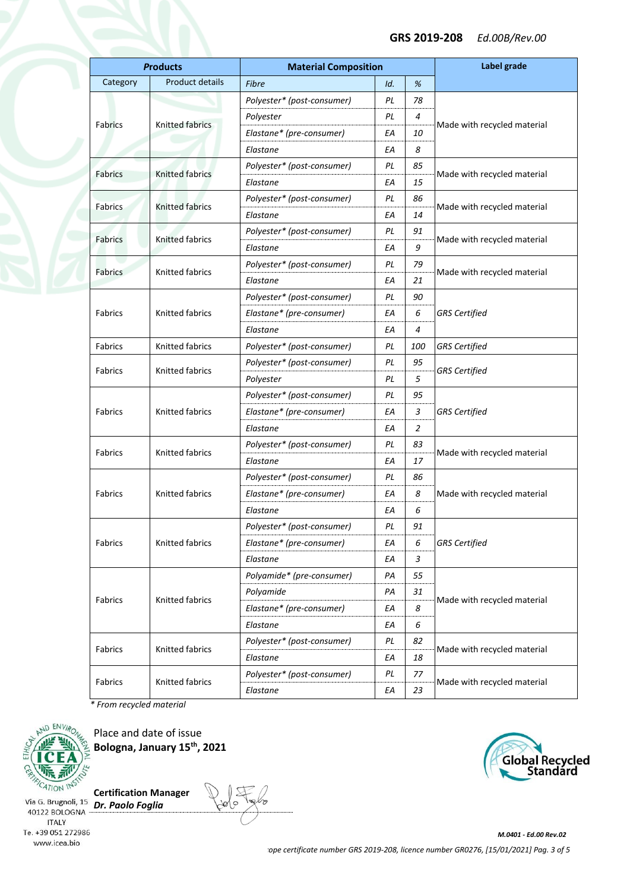| Products | | Material Composition | | | Label grade |
|---|---|---|---|---|---|
| Category | Product details | *Fibre* | *Id.* | *%* | |
| Fabrics | Knitted fabrics | *Polyester* (post-consumer)* | *PL* | *78* | Made with recycled material |
| | | *Polyester* | *PL* | *4* | |
| | | *Elastane* (pre-consumer)* | *EA* | *10* | |
| | | *Elastane* | *EA* | *8* | |
| Fabrics | Knitted fabrics | *Polyester* (post-consumer)* | *PL* | *85* | Made with recycled material |
| | | *Elastane* | *EA* | *15* | |
| Fabrics | Knitted fabrics | *Polyester* (post-consumer)* | *PL* | *86* | Made with recycled material |
| | | *Elastane* | *EA* | *14* | |
| Fabrics | Knitted fabrics | *Polyester* (post-consumer)* | *PL* | *91* | Made with recycled material |
| | | *Elastane* | *EA* | *9* | |
| Fabrics | Knitted fabrics | *Polyester* (post-consumer)* | *PL* | *79* | Made with recycled material |
| | | *Elastane* | *EA* | *21* | |
| Fabrics | Knitted fabrics | *Polyester* (post-consumer)* | *PL* | *90* | *GRS Certified* |
| | | *Elastane* (pre-consumer)* | *EA* | *6* | |
| | | *Elastane* | *EA* | *4* | |
| Fabrics | Knitted fabrics | *Polyester* (post-consumer)* | *PL* | *100* | *GRS Certified* |
| Fabrics | Knitted fabrics | *Polyester* (post-consumer)* | *PL* | *95* | *GRS Certified* |
| | | *Polyester* | *PL* | *5* | |
| Fabrics | Knitted fabrics | *Polyester* (post-consumer)* | *PL* | *95* | *GRS Certified* |
| | | *Elastane* (pre-consumer)* | *EA* | *3* | |
| | | *Elastane* | *EA* | *2* | |
| Fabrics | Knitted fabrics | *Polyester* (post-consumer)* | *PL* | *83* | Made with recycled material |
| | | *Elastane* | *EA* | *17* | |
| Fabrics | Knitted fabrics | *Polyester* (post-consumer)* | *PL* | *86* | Made with recycled material |
| | | *Elastane* (pre-consumer)* | *EA* | *8* | |
| | | *Elastane* | *EA* | *6* | |
| Fabrics | Knitted fabrics | *Polyester* (post-consumer)* | *PL* | *91* | *GRS Certified* |
| | | *Elastane* (pre-consumer)* | *EA* | *6* | |
| | | *Elastane* | *EA* | *3* | |
| Fabrics | Knitted fabrics | *Polyamide* (pre-consumer)* | *PA* | *55* | Made with recycled material |
| | | *Polyamide* | *PA* | *31* | |
| | | *Elastane* (pre-consumer)* | *EA* | *8* | |
| | | *Elastane* | *EA* | *6* | |
| Fabrics | Knitted fabrics | *Polyester* (post-consumer)* | *PL* | *82* | Made with recycled material |
| | | *Elastane* | *EA* | *18* | |
| Fabrics | Knitted fabrics | *Polyester* (post-consumer)* | *PL* | *77* | Made with recycled material |
| | | *Elastane* | *EA* | *23* | |

*\* From recycled material*

Place and date of issue
**Bologna, January 15th, 2021**

**Certification Manager**
***Dr. Paolo Foglia***

Via G. Brugnoli, 15
40122 BOLOGNA
ITALY
Te. +39 051 272986
www.icea.bio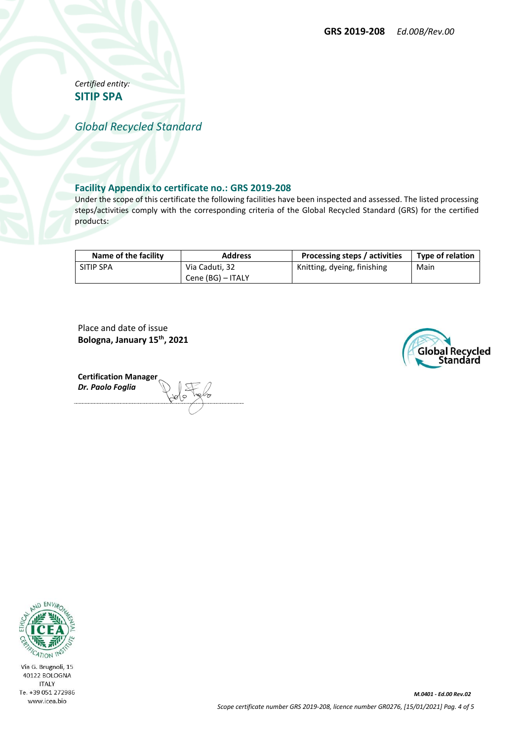*Certified entity:*
**SITIP SPA**

*Global Recycled Standard*

## Facility Appendix to certificate no.: GRS 2019-208

Under the scope of this certificate the following facilities have been inspected and assessed. The listed processing steps/activities comply with the corresponding criteria of the Global Recycled Standard (GRS) for the certified products:

| Name of the facility | Address | Processing steps / activities | Type of relation |
|---|---|---|---|
| SITIP SPA | Via Caduti, 32<br>Cene (BG) – ITALY | Knitting, dyeing, finishing | Main |

Place and date of issue
**Bologna, January 15th, 2021**

**Certification Manager**
***Dr. Paolo Foglia***

Via G. Brugnoli, 15
40122 BOLOGNA
ITALY
Te. +39 051 272986
www.icea.bio

*M.0401 - Ed.00 Rev.02*

*Scope certificate number GRS 2019-208, licence number GR0276, [15/01/2021]*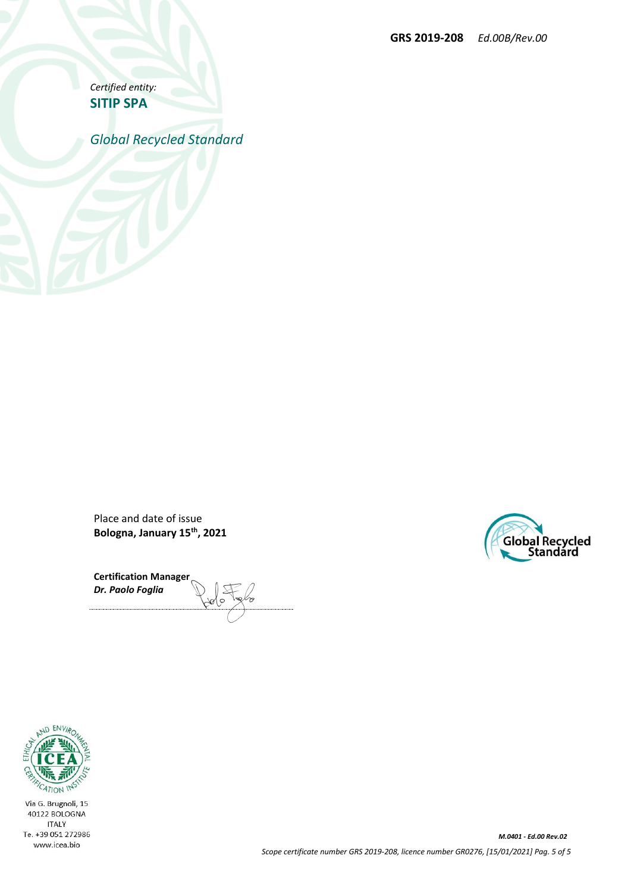*Certified entity:*
**SITIP SPA**

*Global Recycled Standard*

Place and date of issue
**Bologna, January 15th, 2021**

**Certification Manager**
***Dr. Paolo Foglia***

Via G. Brugnoli, 15
40122 BOLOGNA
ITALY
Te. +39 051 272986
www.icea.bio